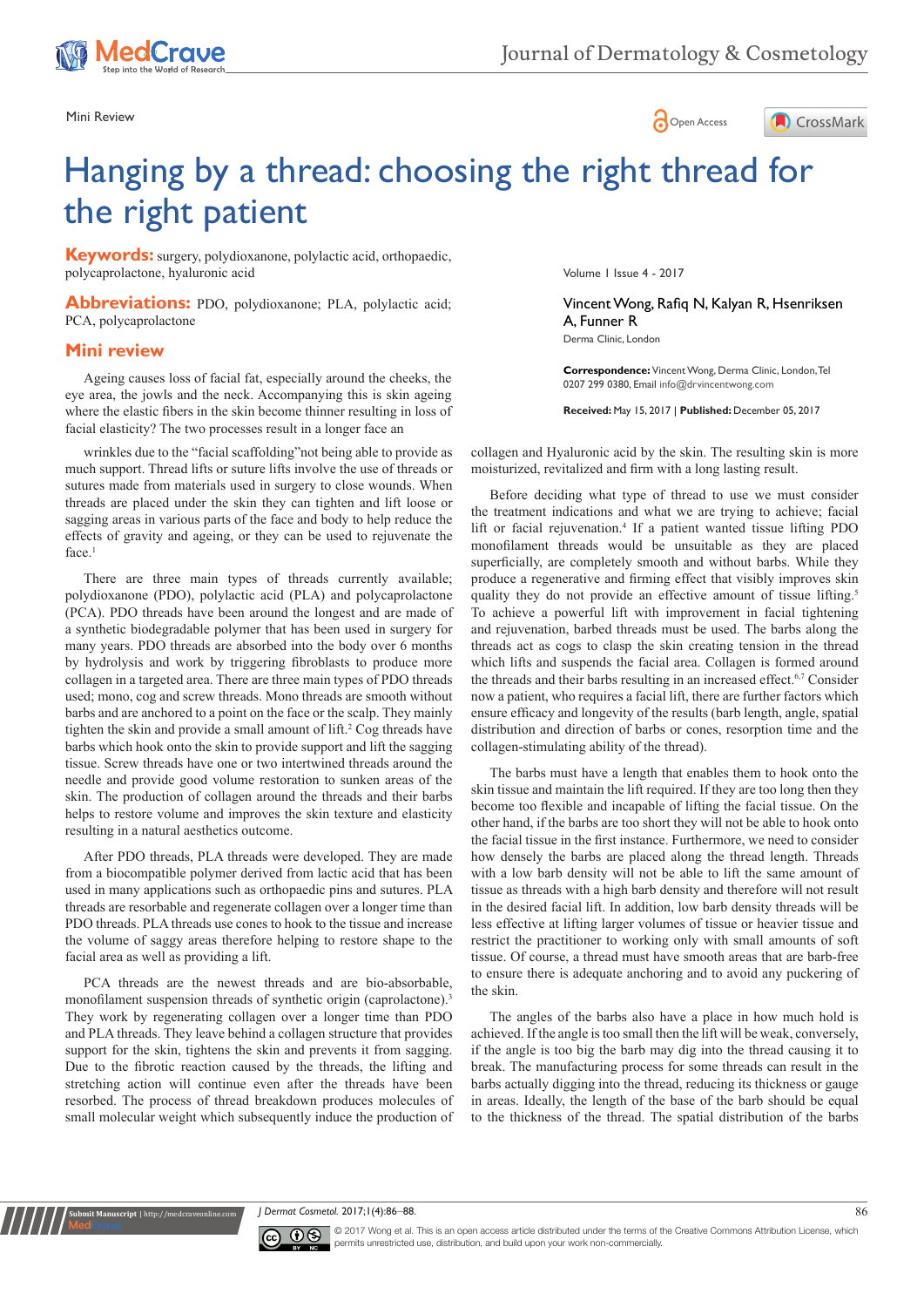Mini Review

# Hanging by a thread: choosing the right thread for the right patient

**Keywords:** surgery, polydioxanone, polylactic acid, orthopaedic, polycaprolactone, hyaluronic acid

**Abbreviations:** PDO, polydioxanone; PLA, polylactic acid; PCA, polycaprolactone

Volume 1 Issue 4 - 2017

Vincent Wong, Rafiq N, Kalyan R, Hsenriksen A, Funner R

Derma Clinic, London

**Correspondence:** Vincent Wong, Derma Clinic, London, Tel 0207 299 0380, Email info@drvincentwong.com

**Received:** May 15, 2017 | **Published:** December 05, 2017

## Mini review

Ageing causes loss of facial fat, especially around the cheeks, the eye area, the jowls and the neck. Accompanying this is skin ageing where the elastic fibers in the skin become thinner resulting in loss of facial elasticity? The two processes result in a longer face an

wrinkles due to the "facial scaffolding"not being able to provide as much support. Thread lifts or suture lifts involve the use of threads or sutures made from materials used in surgery to close wounds. When threads are placed under the skin they can tighten and lift loose or sagging areas in various parts of the face and body to help reduce the effects of gravity and ageing, or they can be used to rejuvenate the face.[1]

There are three main types of threads currently available; polydioxanone (PDO), polylactic acid (PLA) and polycaprolactone (PCA). PDO threads have been around the longest and are made of a synthetic biodegradable polymer that has been used in surgery for many years. PDO threads are absorbed into the body over 6 months by hydrolysis and work by triggering fibroblasts to produce more collagen in a targeted area. There are three main types of PDO threads used; mono, cog and screw threads. Mono threads are smooth without barbs and are anchored to a point on the face or the scalp. They mainly tighten the skin and provide a small amount of lift.[2] Cog threads have barbs which hook onto the skin to provide support and lift the sagging tissue. Screw threads have one or two intertwined threads around the needle and provide good volume restoration to sunken areas of the skin. The production of collagen around the threads and their barbs helps to restore volume and improves the skin texture and elasticity resulting in a natural aesthetics outcome.

After PDO threads, PLA threads were developed. They are made from a biocompatible polymer derived from lactic acid that has been used in many applications such as orthopaedic pins and sutures. PLA threads are resorbable and regenerate collagen over a longer time than PDO threads. PLA threads use cones to hook to the tissue and increase the volume of saggy areas therefore helping to restore shape to the facial area as well as providing a lift.

PCA threads are the newest threads and are bio-absorbable, monofilament suspension threads of synthetic origin (caprolactone).[3] They work by regenerating collagen over a longer time than PDO and PLA threads. They leave behind a collagen structure that provides support for the skin, tightens the skin and prevents it from sagging. Due to the fibrotic reaction caused by the threads, the lifting and stretching action will continue even after the threads have been resorbed. The process of thread breakdown produces molecules of small molecular weight which subsequently induce the production of collagen and Hyaluronic acid by the skin. The resulting skin is more moisturized, revitalized and firm with a long lasting result.

Before deciding what type of thread to use we must consider the treatment indications and what we are trying to achieve; facial lift or facial rejuvenation.[4] If a patient wanted tissue lifting PDO monofilament threads would be unsuitable as they are placed superficially, are completely smooth and without barbs. While they produce a regenerative and firming effect that visibly improves skin quality they do not provide an effective amount of tissue lifting.[5] To achieve a powerful lift with improvement in facial tightening and rejuvenation, barbed threads must be used. The barbs along the threads act as cogs to clasp the skin creating tension in the thread which lifts and suspends the facial area. Collagen is formed around the threads and their barbs resulting in an increased effect.[6,7] Consider now a patient, who requires a facial lift, there are further factors which ensure efficacy and longevity of the results (barb length, angle, spatial distribution and direction of barbs or cones, resorption time and the collagen-stimulating ability of the thread).

The barbs must have a length that enables them to hook onto the skin tissue and maintain the lift required. If they are too long then they become too flexible and incapable of lifting the facial tissue. On the other hand, if the barbs are too short they will not be able to hook onto the facial tissue in the first instance. Furthermore, we need to consider how densely the barbs are placed along the thread length. Threads with a low barb density will not be able to lift the same amount of tissue as threads with a high barb density and therefore will not result in the desired facial lift. In addition, low barb density threads will be less effective at lifting larger volumes of tissue or heavier tissue and restrict the practitioner to working only with small amounts of soft tissue. Of course, a thread must have smooth areas that are barb-free to ensure there is adequate anchoring and to avoid any puckering of the skin.

The angles of the barbs also have a place in how much hold is achieved. If the angle is too small then the lift will be weak, conversely, if the angle is too big the barb may dig into the thread causing it to break. The manufacturing process for some threads can result in the barbs actually digging into the thread, reducing its thickness or gauge in areas. Ideally, the length of the base of the barb should be equal to the thickness of the thread. The spatial distribution of the barbs

© 2017 Wong et al. This is an open access article distributed under the terms of the Creative Commons Attribution License, which permits unrestricted use, distribution, and build upon your work non-commercially.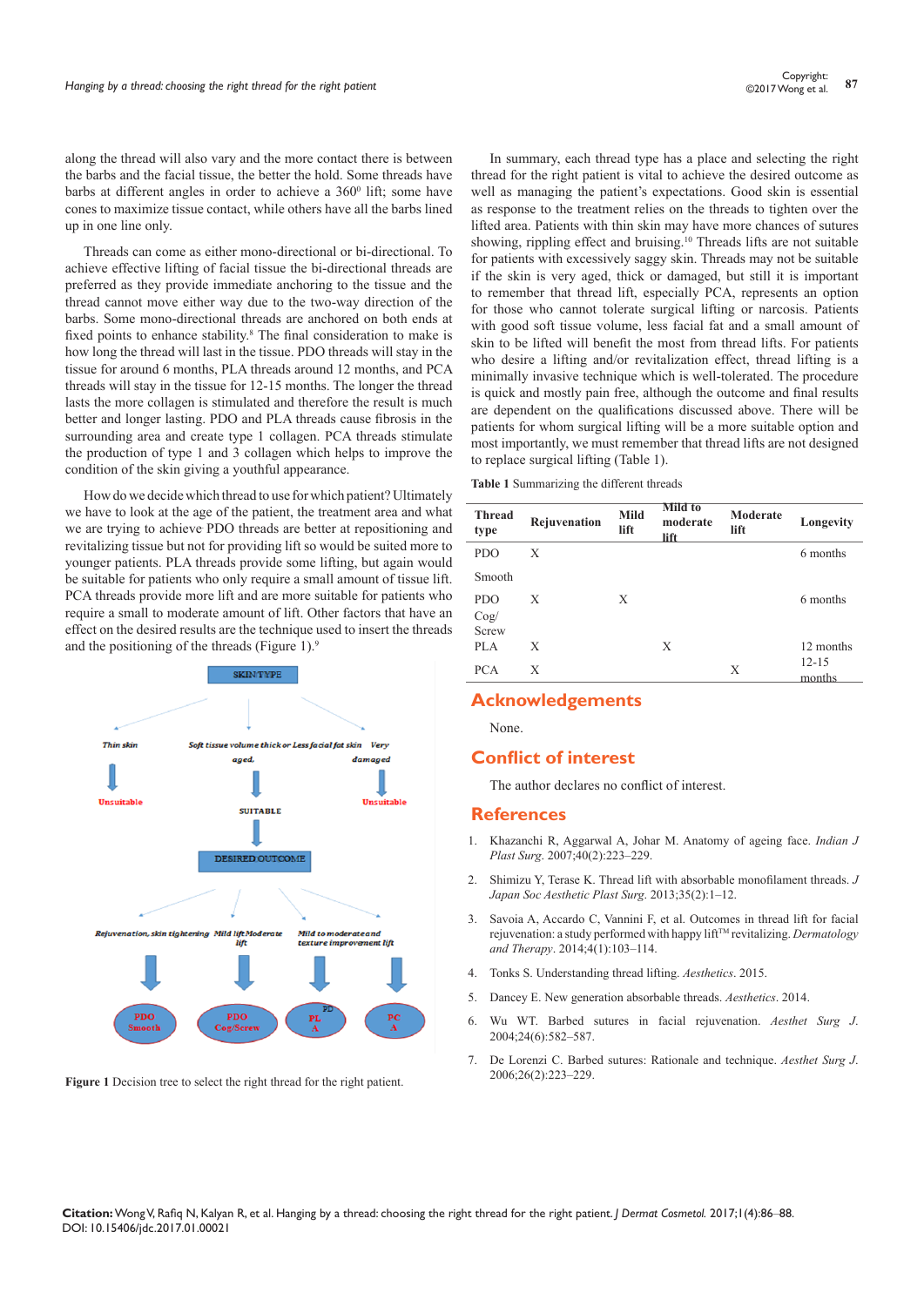along the thread will also vary and the more contact there is between the barbs and the facial tissue, the better the hold. Some threads have barbs at different angles in order to achieve a $360^0$ lift; some have cones to maximize tissue contact, while others have all the barbs lined up in one line only.

Threads can come as either mono-directional or bi-directional. To achieve effective lifting of facial tissue the bi-directional threads are preferred as they provide immediate anchoring to the tissue and the thread cannot move either way due to the two-way direction of the barbs. Some mono-directional threads are anchored on both ends at fixed points to enhance stability.[8] The final consideration to make is how long the thread will last in the tissue. PDO threads will stay in the tissue for around 6 months, PLA threads around 12 months, and PCA threads will stay in the tissue for 12-15 months. The longer the thread lasts the more collagen is stimulated and therefore the result is much better and longer lasting. PDO and PLA threads cause fibrosis in the surrounding area and create type 1 collagen. PCA threads stimulate the production of type 1 and 3 collagen which helps to improve the condition of the skin giving a youthful appearance.

How do we decide which thread to use for which patient? Ultimately we have to look at the age of the patient, the treatment area and what we are trying to achieve PDO threads are better at repositioning and revitalizing tissue but not for providing lift so would be suited more to younger patients. PLA threads provide some lifting, but again would be suitable for patients who only require a small amount of tissue lift. PCA threads provide more lift and are more suitable for patients who require a small to moderate amount of lift. Other factors that have an effect on the desired results are the technique used to insert the threads and the positioning of the threads (Figure 1).[9]

**Figure 1** Decision tree to select the right thread for the right patient.

In summary, each thread type has a place and selecting the right thread for the right patient is vital to achieve the desired outcome as well as managing the patient's expectations. Good skin is essential as response to the treatment relies on the threads to tighten over the lifted area. Patients with thin skin may have more chances of sutures showing, rippling effect and bruising.[10] Threads lifts are not suitable for patients with excessively saggy skin. Threads may not be suitable if the skin is very aged, thick or damaged, but still it is important to remember that thread lift, especially PCA, represents an option for those who cannot tolerate surgical lifting or narcosis. Patients with good soft tissue volume, less facial fat and a small amount of skin to be lifted will benefit the most from thread lifts. For patients who desire a lifting and/or revitalization effect, thread lifting is a minimally invasive technique which is well-tolerated. The procedure is quick and mostly pain free, although the outcome and final results are dependent on the qualifications discussed above. There will be patients for whom surgical lifting will be a more suitable option and most importantly, we must remember that thread lifts are not designed to replace surgical lifting (Table 1).

**Table 1** Summarizing the different threads

| Thread type | Rejuvenation | Mild lift | Mild to moderate lift | Moderate lift | Longevity |
|---|---|---|---|---|---|
| PDO Smooth | X | | | | 6 months |
| PDO Cog/ Screw | X | X | | | 6 months |
| PLA | X | | X | | 12 months |
| PCA | X | | | X | 12-15 months |

## Acknowledgements

None.

## Conflict of interest

The author declares no conflict of interest.

## References

1. Khazanchi R, Aggarwal A, Johar M. Anatomy of ageing face. *Indian J Plast Surg*. 2007;40(2):223–229.
2. Shimizu Y, Terase K. Thread lift with absorbable monofilament threads. *J Japan Soc Aesthetic Plast Surg*. 2013;35(2):1–12.
3. Savoia A, Accardo C, Vannini F, et al. Outcomes in thread lift for facial rejuvenation: a study performed with happy lift™ revitalizing. *Dermatology and Therapy*. 2014;4(1):103–114.
4. Tonks S. Understanding thread lifting. *Aesthetics*. 2015.
5. Dancey E. New generation absorbable threads. *Aesthetics*. 2014.
6. Wu WT. Barbed sutures in facial rejuvenation. *Aesthet Surg J*. 2004;24(6):582–587.
7. De Lorenzi C. Barbed sutures: Rationale and technique. *Aesthet Surg J*. 2006;26(2):223–229.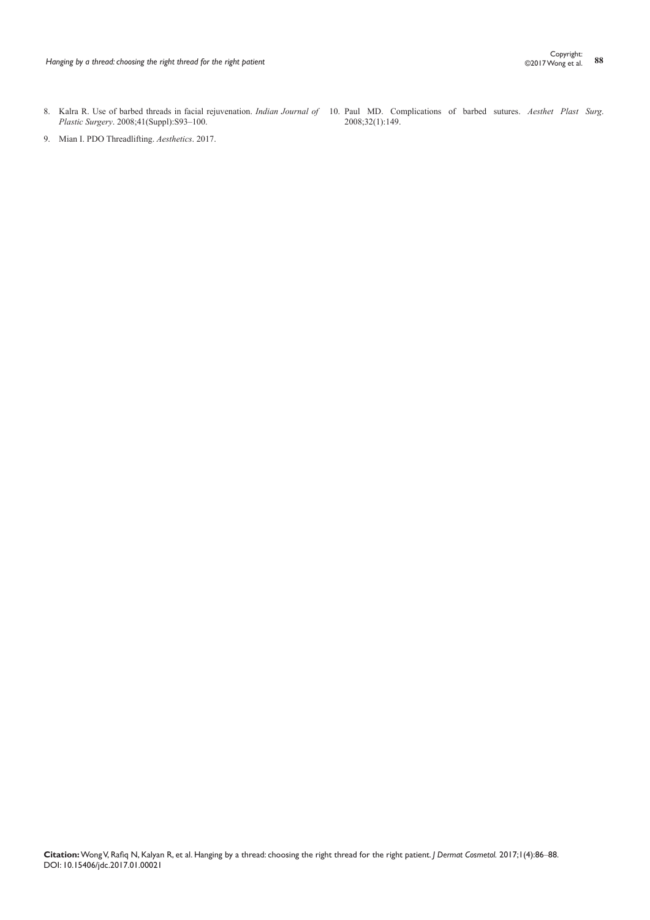8. Kalra R. Use of barbed threads in facial rejuvenation. *Indian Journal of Plastic Surgery*. 2008;41(Suppl):S93–100.
9. Mian I. PDO Threadlifting. *Aesthetics*. 2017.
10. Paul MD. Complications of barbed sutures. *Aesthet Plast Surg*. 2008;32(1):149.

**Citation:** Wong V, Rafiq N, Kalyan R, et al. Hanging by a thread: choosing the right thread for the right patient. *J Dermat Cosmetol.* 2017;1(4):86–88. DOI: 10.15406/jdc.2017.01.00021